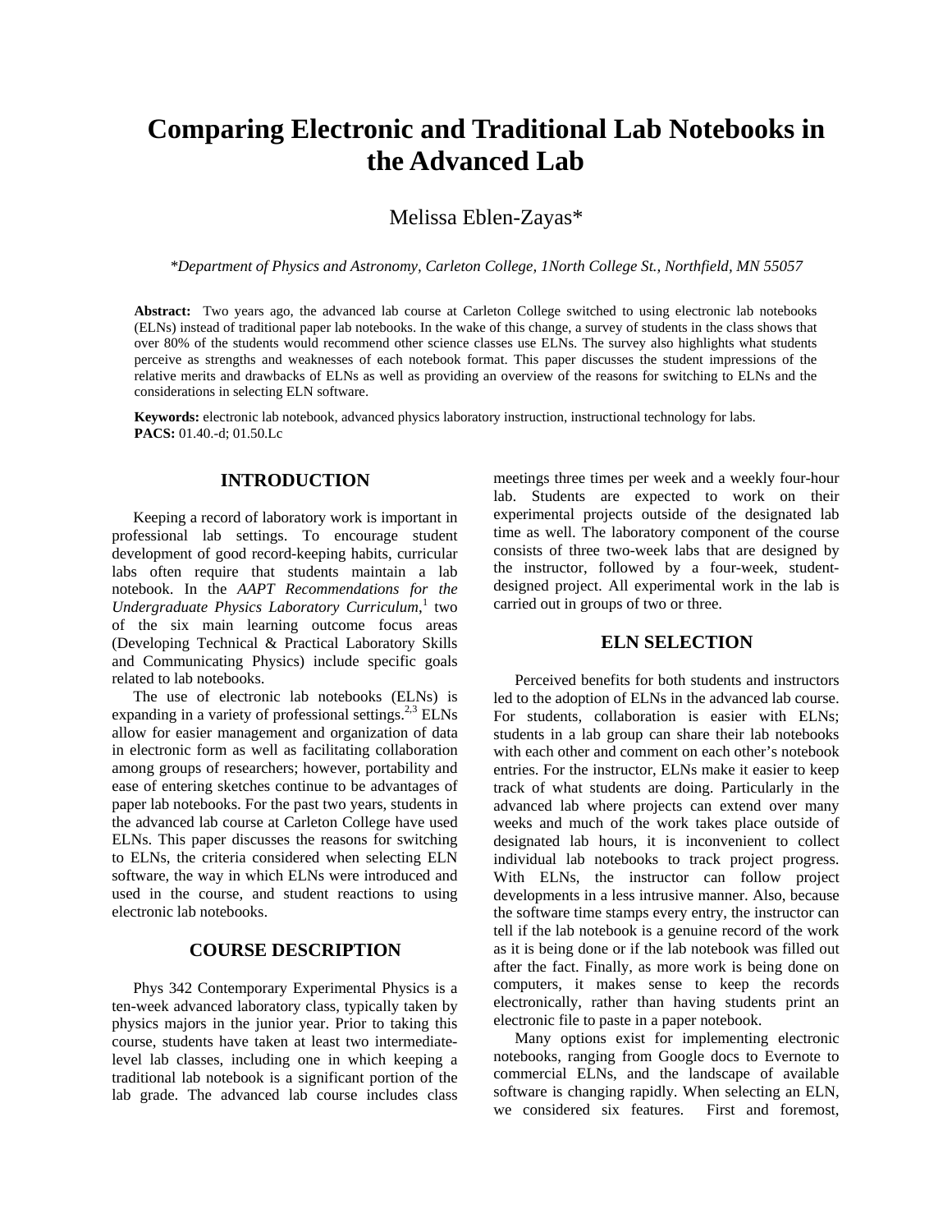# Comparing Electronic and Traditional Lab Notebooks in the Advanced Lab

Melissa Eblen-Zayas*

*\*Department of Physics and Astronomy, Carleton College, 1North College St., Northfield, MN 55057*

**Abstract:** Two years ago, the advanced lab course at Carleton College switched to using electronic lab notebooks (ELNs) instead of traditional paper lab notebooks. In the wake of this change, a survey of students in the class shows that over 80% of the students would recommend other science classes use ELNs. The survey also highlights what students perceive as strengths and weaknesses of each notebook format. This paper discusses the student impressions of the relative merits and drawbacks of ELNs as well as providing an overview of the reasons for switching to ELNs and the considerations in selecting ELN software.

**Keywords:** electronic lab notebook, advanced physics laboratory instruction, instructional technology for labs.
**PACS:** 01.40.-d; 01.50.Lc

## INTRODUCTION

Keeping a record of laboratory work is important in professional lab settings. To encourage student development of good record-keeping habits, curricular labs often require that students maintain a lab notebook. In the *AAPT Recommendations for the Undergraduate Physics Laboratory Curriculum*,[1] two of the six main learning outcome focus areas (Developing Technical & Practical Laboratory Skills and Communicating Physics) include specific goals related to lab notebooks.

The use of electronic lab notebooks (ELNs) is expanding in a variety of professional settings.[2,3] ELNs allow for easier management and organization of data in electronic form as well as facilitating collaboration among groups of researchers; however, portability and ease of entering sketches continue to be advantages of paper lab notebooks. For the past two years, students in the advanced lab course at Carleton College have used ELNs. This paper discusses the reasons for switching to ELNs, the criteria considered when selecting ELN software, the way in which ELNs were introduced and used in the course, and student reactions to using electronic lab notebooks.

## COURSE DESCRIPTION

Phys 342 Contemporary Experimental Physics is a ten-week advanced laboratory class, typically taken by physics majors in the junior year. Prior to taking this course, students have taken at least two intermediate-level lab classes, including one in which keeping a traditional lab notebook is a significant portion of the lab grade. The advanced lab course includes class meetings three times per week and a weekly four-hour lab. Students are expected to work on their experimental projects outside of the designated lab time as well. The laboratory component of the course consists of three two-week labs that are designed by the instructor, followed by a four-week, student-designed project. All experimental work in the lab is carried out in groups of two or three.

## ELN SELECTION

Perceived benefits for both students and instructors led to the adoption of ELNs in the advanced lab course. For students, collaboration is easier with ELNs; students in a lab group can share their lab notebooks with each other and comment on each other's notebook entries. For the instructor, ELNs make it easier to keep track of what students are doing. Particularly in the advanced lab where projects can extend over many weeks and much of the work takes place outside of designated lab hours, it is inconvenient to collect individual lab notebooks to track project progress. With ELNs, the instructor can follow project developments in a less intrusive manner. Also, because the software time stamps every entry, the instructor can tell if the lab notebook is a genuine record of the work as it is being done or if the lab notebook was filled out after the fact. Finally, as more work is being done on computers, it makes sense to keep the records electronically, rather than having students print an electronic file to paste in a paper notebook.

Many options exist for implementing electronic notebooks, ranging from Google docs to Evernote to commercial ELNs, and the landscape of available software is changing rapidly. When selecting an ELN, we considered six features. First and foremost,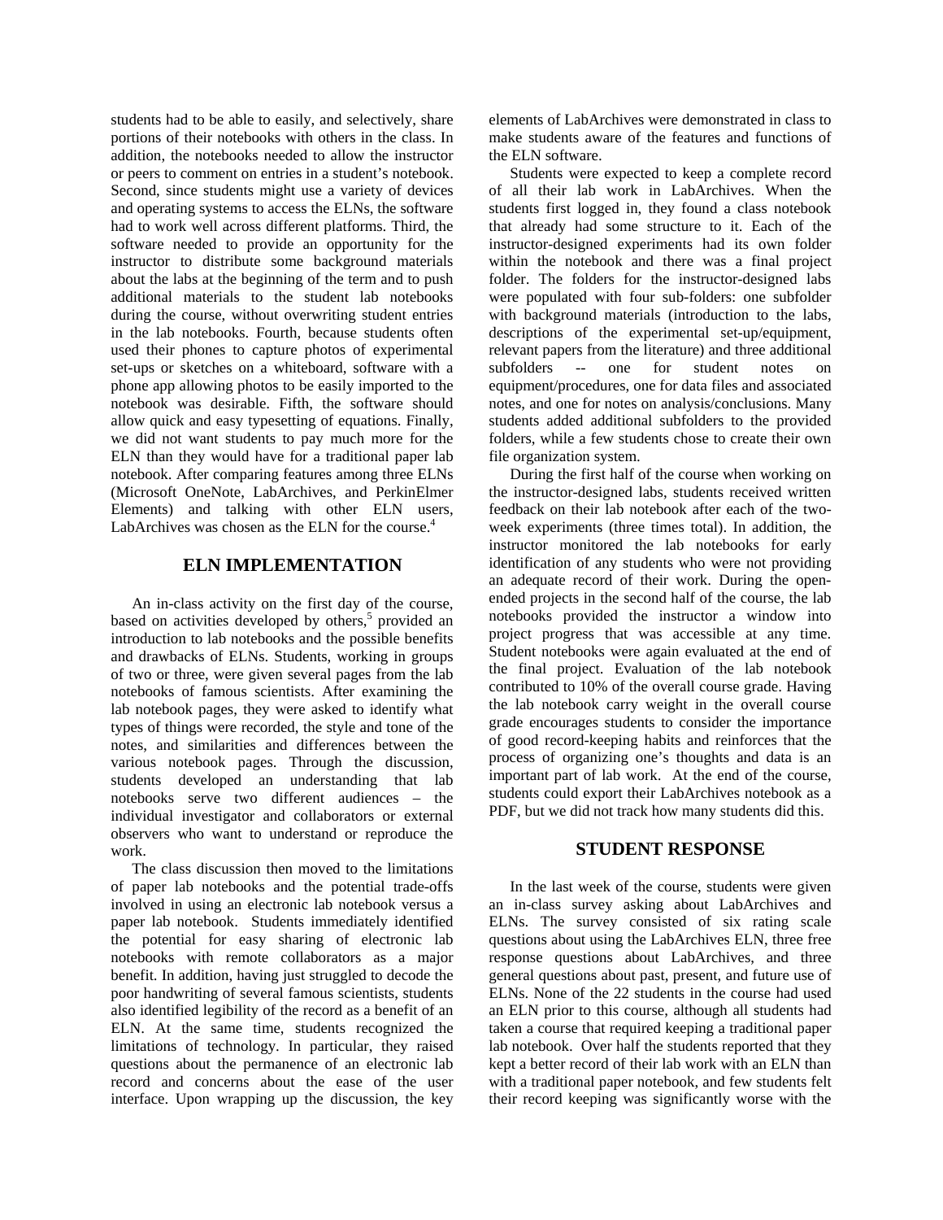students had to be able to easily, and selectively, share portions of their notebooks with others in the class. In addition, the notebooks needed to allow the instructor or peers to comment on entries in a student's notebook. Second, since students might use a variety of devices and operating systems to access the ELNs, the software had to work well across different platforms. Third, the software needed to provide an opportunity for the instructor to distribute some background materials about the labs at the beginning of the term and to push additional materials to the student lab notebooks during the course, without overwriting student entries in the lab notebooks. Fourth, because students often used their phones to capture photos of experimental set-ups or sketches on a whiteboard, software with a phone app allowing photos to be easily imported to the notebook was desirable. Fifth, the software should allow quick and easy typesetting of equations. Finally, we did not want students to pay much more for the ELN than they would have for a traditional paper lab notebook. After comparing features among three ELNs (Microsoft OneNote, LabArchives, and PerkinElmer Elements) and talking with other ELN users, LabArchives was chosen as the ELN for the course.[4]

## ELN IMPLEMENTATION

An in-class activity on the first day of the course, based on activities developed by others,[5] provided an introduction to lab notebooks and the possible benefits and drawbacks of ELNs. Students, working in groups of two or three, were given several pages from the lab notebooks of famous scientists. After examining the lab notebook pages, they were asked to identify what types of things were recorded, the style and tone of the notes, and similarities and differences between the various notebook pages. Through the discussion, students developed an understanding that lab notebooks serve two different audiences – the individual investigator and collaborators or external observers who want to understand or reproduce the work.

The class discussion then moved to the limitations of paper lab notebooks and the potential trade-offs involved in using an electronic lab notebook versus a paper lab notebook. Students immediately identified the potential for easy sharing of electronic lab notebooks with remote collaborators as a major benefit. In addition, having just struggled to decode the poor handwriting of several famous scientists, students also identified legibility of the record as a benefit of an ELN. At the same time, students recognized the limitations of technology. In particular, they raised questions about the permanence of an electronic lab record and concerns about the ease of the user interface. Upon wrapping up the discussion, the key elements of LabArchives were demonstrated in class to make students aware of the features and functions of the ELN software.

Students were expected to keep a complete record of all their lab work in LabArchives. When the students first logged in, they found a class notebook that already had some structure to it. Each of the instructor-designed experiments had its own folder within the notebook and there was a final project folder. The folders for the instructor-designed labs were populated with four sub-folders: one subfolder with background materials (introduction to the labs, descriptions of the experimental set-up/equipment, relevant papers from the literature) and three additional subfolders -- one for student notes on equipment/procedures, one for data files and associated notes, and one for notes on analysis/conclusions. Many students added additional subfolders to the provided folders, while a few students chose to create their own file organization system.

During the first half of the course when working on the instructor-designed labs, students received written feedback on their lab notebook after each of the two-week experiments (three times total). In addition, the instructor monitored the lab notebooks for early identification of any students who were not providing an adequate record of their work. During the open-ended projects in the second half of the course, the lab notebooks provided the instructor a window into project progress that was accessible at any time. Student notebooks were again evaluated at the end of the final project. Evaluation of the lab notebook contributed to 10% of the overall course grade. Having the lab notebook carry weight in the overall course grade encourages students to consider the importance of good record-keeping habits and reinforces that the process of organizing one's thoughts and data is an important part of lab work. At the end of the course, students could export their LabArchives notebook as a PDF, but we did not track how many students did this.

## STUDENT RESPONSE

In the last week of the course, students were given an in-class survey asking about LabArchives and ELNs. The survey consisted of six rating scale questions about using the LabArchives ELN, three free response questions about LabArchives, and three general questions about past, present, and future use of ELNs. None of the 22 students in the course had used an ELN prior to this course, although all students had taken a course that required keeping a traditional paper lab notebook. Over half the students reported that they kept a better record of their lab work with an ELN than with a traditional paper notebook, and few students felt their record keeping was significantly worse with the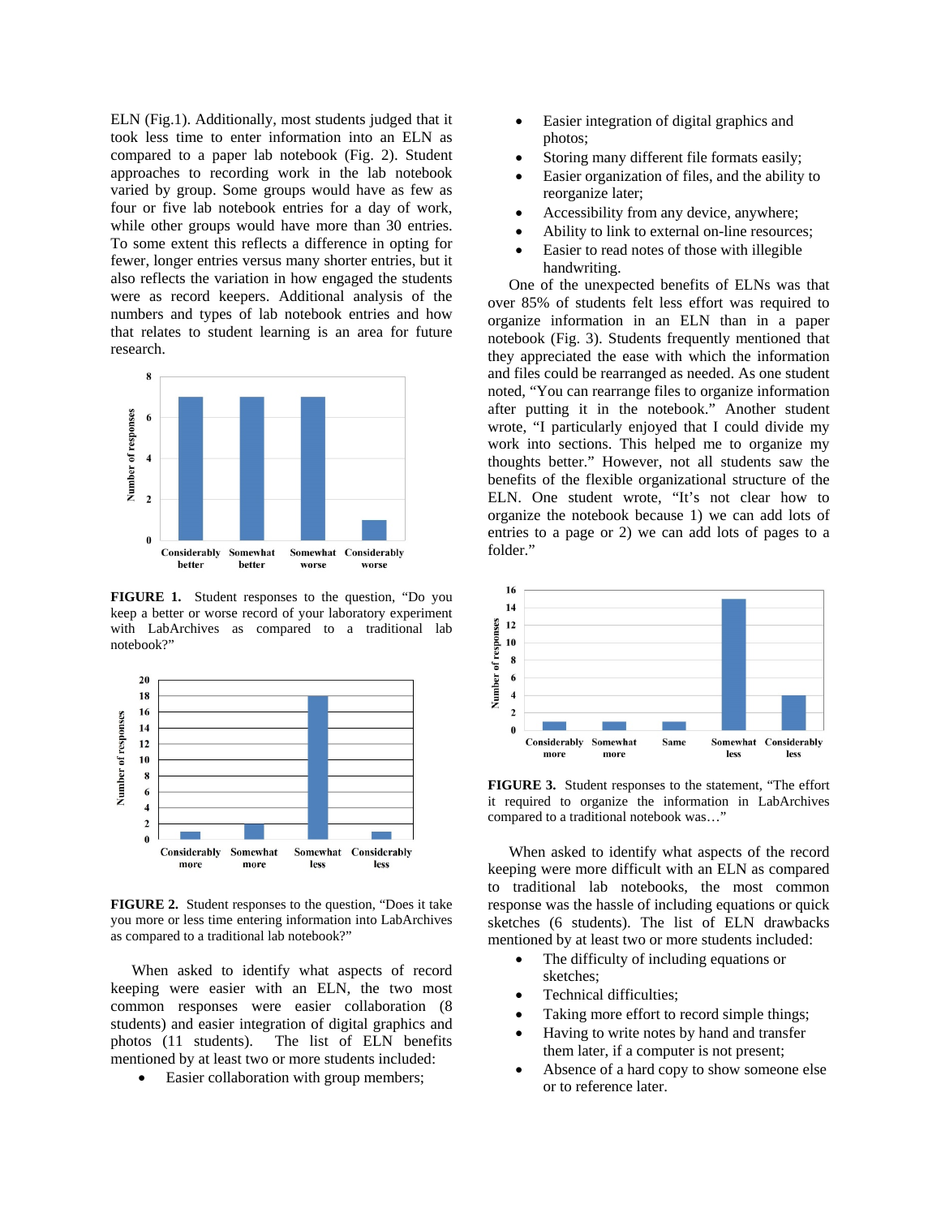ELN (Fig.1). Additionally, most students judged that it took less time to enter information into an ELN as compared to a paper lab notebook (Fig. 2). Student approaches to recording work in the lab notebook varied by group. Some groups would have as few as four or five lab notebook entries for a day of work, while other groups would have more than 30 entries. To some extent this reflects a difference in opting for fewer, longer entries versus many shorter entries, but it also reflects the variation in how engaged the students were as record keepers. Additional analysis of the numbers and types of lab notebook entries and how that relates to student learning is an area for future research.

**FIGURE 1.** Student responses to the question, "Do you keep a better or worse record of your laboratory experiment with LabArchives as compared to a traditional lab notebook?"

**FIGURE 2.** Student responses to the question, "Does it take you more or less time entering information into LabArchives as compared to a traditional lab notebook?"

When asked to identify what aspects of record keeping were easier with an ELN, the two most common responses were easier collaboration (8 students) and easier integration of digital graphics and photos (11 students). The list of ELN benefits mentioned by at least two or more students included:

- Easier collaboration with group members;
- Easier integration of digital graphics and photos;
- Storing many different file formats easily;
- Easier organization of files, and the ability to reorganize later;
- Accessibility from any device, anywhere;
- Ability to link to external on-line resources;
- Easier to read notes of those with illegible handwriting.

One of the unexpected benefits of ELNs was that over 85% of students felt less effort was required to organize information in an ELN than in a paper notebook (Fig. 3). Students frequently mentioned that they appreciated the ease with which the information and files could be rearranged as needed. As one student noted, "You can rearrange files to organize information after putting it in the notebook." Another student wrote, "I particularly enjoyed that I could divide my work into sections. This helped me to organize my thoughts better." However, not all students saw the benefits of the flexible organizational structure of the ELN. One student wrote, "It's not clear how to organize the notebook because 1) we can add lots of entries to a page or 2) we can add lots of pages to a folder."

**FIGURE 3.** Student responses to the statement, "The effort it required to organize the information in LabArchives compared to a traditional notebook was…"

When asked to identify what aspects of the record keeping were more difficult with an ELN as compared to traditional lab notebooks, the most common response was the hassle of including equations or quick sketches (6 students). The list of ELN drawbacks mentioned by at least two or more students included:

- The difficulty of including equations or sketches;
- Technical difficulties;
- Taking more effort to record simple things;
- Having to write notes by hand and transfer them later, if a computer is not present;
- Absence of a hard copy to show someone else or to reference later.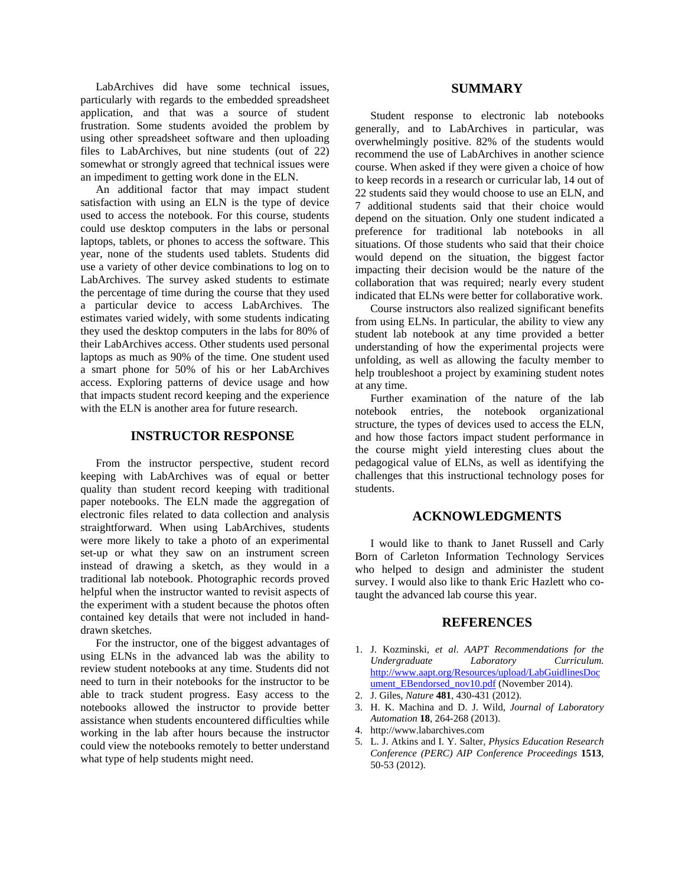LabArchives did have some technical issues, particularly with regards to the embedded spreadsheet application, and that was a source of student frustration. Some students avoided the problem by using other spreadsheet software and then uploading files to LabArchives, but nine students (out of 22) somewhat or strongly agreed that technical issues were an impediment to getting work done in the ELN.

An additional factor that may impact student satisfaction with using an ELN is the type of device used to access the notebook. For this course, students could use desktop computers in the labs or personal laptops, tablets, or phones to access the software. This year, none of the students used tablets. Students did use a variety of other device combinations to log on to LabArchives. The survey asked students to estimate the percentage of time during the course that they used a particular device to access LabArchives. The estimates varied widely, with some students indicating they used the desktop computers in the labs for 80% of their LabArchives access. Other students used personal laptops as much as 90% of the time. One student used a smart phone for 50% of his or her LabArchives access. Exploring patterns of device usage and how that impacts student record keeping and the experience with the ELN is another area for future research.

## INSTRUCTOR RESPONSE

From the instructor perspective, student record keeping with LabArchives was of equal or better quality than student record keeping with traditional paper notebooks. The ELN made the aggregation of electronic files related to data collection and analysis straightforward. When using LabArchives, students were more likely to take a photo of an experimental set-up or what they saw on an instrument screen instead of drawing a sketch, as they would in a traditional lab notebook. Photographic records proved helpful when the instructor wanted to revisit aspects of the experiment with a student because the photos often contained key details that were not included in hand-drawn sketches.

For the instructor, one of the biggest advantages of using ELNs in the advanced lab was the ability to review student notebooks at any time. Students did not need to turn in their notebooks for the instructor to be able to track student progress. Easy access to the notebooks allowed the instructor to provide better assistance when students encountered difficulties while working in the lab after hours because the instructor could view the notebooks remotely to better understand what type of help students might need.

## SUMMARY

Student response to electronic lab notebooks generally, and to LabArchives in particular, was overwhelmingly positive. 82% of the students would recommend the use of LabArchives in another science course. When asked if they were given a choice of how to keep records in a research or curricular lab, 14 out of 22 students said they would choose to use an ELN, and 7 additional students said that their choice would depend on the situation. Only one student indicated a preference for traditional lab notebooks in all situations. Of those students who said that their choice would depend on the situation, the biggest factor impacting their decision would be the nature of the collaboration that was required; nearly every student indicated that ELNs were better for collaborative work.

Course instructors also realized significant benefits from using ELNs. In particular, the ability to view any student lab notebook at any time provided a better understanding of how the experimental projects were unfolding, as well as allowing the faculty member to help troubleshoot a project by examining student notes at any time.

Further examination of the nature of the lab notebook entries, the notebook organizational structure, the types of devices used to access the ELN, and how those factors impact student performance in the course might yield interesting clues about the pedagogical value of ELNs, as well as identifying the challenges that this instructional technology poses for students.

## ACKNOWLEDGMENTS

I would like to thank to Janet Russell and Carly Born of Carleton Information Technology Services who helped to design and administer the student survey. I would also like to thank Eric Hazlett who co-taught the advanced lab course this year.

## REFERENCES

1. J. Kozminski, *et al*. *AAPT Recommendations for the Undergraduate Laboratory Curriculum.* http://www.aapt.org/Resources/upload/LabGuidlinesDocument_EBendorsed_nov10.pdf (November 2014).
2. J. Giles, *Nature* **481**, 430-431 (2012).
3. H. K. Machina and D. J. Wild, *Journal of Laboratory Automation* **18**, 264-268 (2013).
4. http://www.labarchives.com
5. L. J. Atkins and I. Y. Salter, *Physics Education Research Conference (PERC) AIP Conference Proceedings* **1513**, 50-53 (2012).